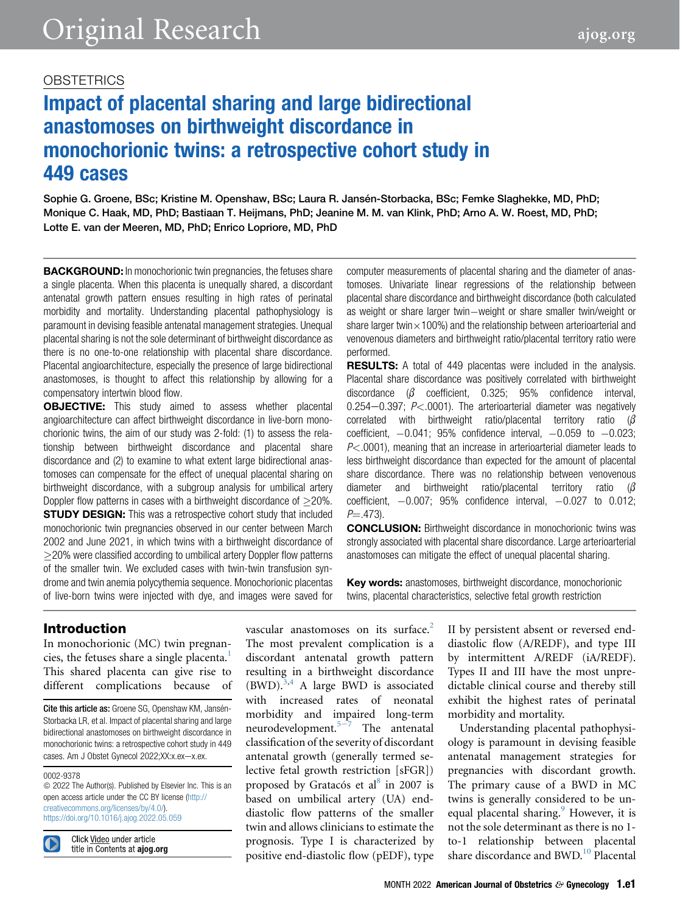OBSTETRICS

# Impact of placental sharing and large bidirectional anastomoses on birthweight discordance in monochorionic twins: a retrospective cohort study in 449 cases

Sophie G. Groene, BSc; Kristine M. Openshaw, BSc; Laura R. Jansén-Storbacka, BSc; Femke Slaghekke, MD, PhD; Monique C. Haak, MD, PhD; Bastiaan T. Heijmans, PhD; Jeanine M. M. van Klink, PhD; Arno A. W. Roest, MD, PhD; Lotte E. van der Meeren, MD, PhD; Enrico Lopriore, MD, PhD

**BACKGROUND:** In monochorionic twin pregnancies, the fetuses share a single placenta. When this placenta is unequally shared, a discordant antenatal growth pattern ensues resulting in high rates of perinatal morbidity and mortality. Understanding placental pathophysiology is paramount in devising feasible antenatal management strategies. Unequal placental sharing is not the sole determinant of birthweight discordance as there is no one-to-one relationship with placental share discordance. Placental angioarchitecture, especially the presence of large bidirectional anastomoses, is thought to affect this relationship by allowing for a compensatory intertwin blood flow.

**OBJECTIVE:** This study aimed to assess whether placental angioarchitecture can affect birthweight discordance in live-born monochorionic twins, the aim of our study was 2-fold: (1) to assess the relationship between birthweight discordance and placental share discordance and (2) to examine to what extent large bidirectional anastomoses can compensate for the effect of unequal placental sharing on birthweight discordance, with a subgroup analysis for umbilical artery Doppler flow patterns in cases with a birthweight discordance of ≥20%.

**STUDY DESIGN:** This was a retrospective cohort study that included monochorionic twin pregnancies observed in our center between March 2002 and June 2021, in which twins with a birthweight discordance of ≥20% were classified according to umbilical artery Doppler flow patterns of the smaller twin. We excluded cases with twin-twin transfusion syndrome and twin anemia polycythemia sequence. Monochorionic placentas of live-born twins were injected with dye, and images were saved for computer measurements of placental sharing and the diameter of anastomoses. Univariate linear regressions of the relationship between placental share discordance and birthweight discordance (both calculated as weight or share larger twin−weight or share smaller twin/weight or share larger twin×100%) and the relationship between arterioarterial and venovenous diameters and birthweight ratio/placental territory ratio were performed.

**RESULTS:** A total of 449 placentas were included in the analysis. Placental share discordance was positively correlated with birthweight discordance ($\beta$ coefficient, 0.325; 95% confidence interval, 0.254−0.397; $P<.0001$). The arterioarterial diameter was negatively correlated with birthweight ratio/placental territory ratio ($\beta$ coefficient, −0.041; 95% confidence interval, −0.059 to −0.023; $P<.0001$), meaning that an increase in arterioarterial diameter leads to less birthweight discordance than expected for the amount of placental share discordance. There was no relationship between venovenous diameter and birthweight ratio/placental territory ratio ($\beta$ coefficient, −0.007; 95% confidence interval, −0.027 to 0.012; $P=.473$).

**CONCLUSION:** Birthweight discordance in monochorionic twins was strongly associated with placental share discordance. Large arterioarterial anastomoses can mitigate the effect of unequal placental sharing.

**Key words:** anastomoses, birthweight discordance, monochorionic twins, placental characteristics, selective fetal growth restriction

## Introduction

In monochorionic (MC) twin pregnancies, the fetuses share a single placenta.[1] This shared placenta can give rise to different complications because of vascular anastomoses on its surface.[2] The most prevalent complication is a discordant antenatal growth pattern resulting in a birthweight discordance (BWD).[3,4] A large BWD is associated with increased rates of neonatal morbidity and impaired long-term neurodevelopment.[5–7] The antenatal classification of the severity of discordant antenatal growth (generally termed selective fetal growth restriction [sFGR]) proposed by Gratacós et al[8] in 2007 is based on umbilical artery (UA) end-diastolic flow patterns of the smaller twin and allows clinicians to estimate the prognosis. Type I is characterized by positive end-diastolic flow (pEDF), type II by persistent absent or reversed end-diastolic flow (A/REDF), and type III by intermittent A/REDF (iA/REDF). Types II and III have the most unpredictable clinical course and thereby still exhibit the highest rates of perinatal morbidity and mortality.

Understanding placental pathophysiology is paramount in devising feasible antenatal management strategies for pregnancies with discordant growth. The primary cause of a BWD in MC twins is generally considered to be unequal placental sharing.[9] However, it is not the sole determinant as there is no 1-to-1 relationship between placental share discordance and BWD.[10] Placental

Cite this article as: Groene SG, Openshaw KM, Jansén-Storbacka LR, et al. Impact of placental sharing and large bidirectional anastomoses on birthweight discordance in monochorionic twins: a retrospective cohort study in 449 cases. Am J Obstet Gynecol 2022;XX:x.ex–x.ex.

0002-9378
© 2022 The Author(s). Published by Elsevier Inc. This is an open access article under the CC BY license (http://creativecommons.org/licenses/by/4.0/).
https://doi.org/10.1016/j.ajog.2022.05.059

Click Video under article title in Contents at ajog.org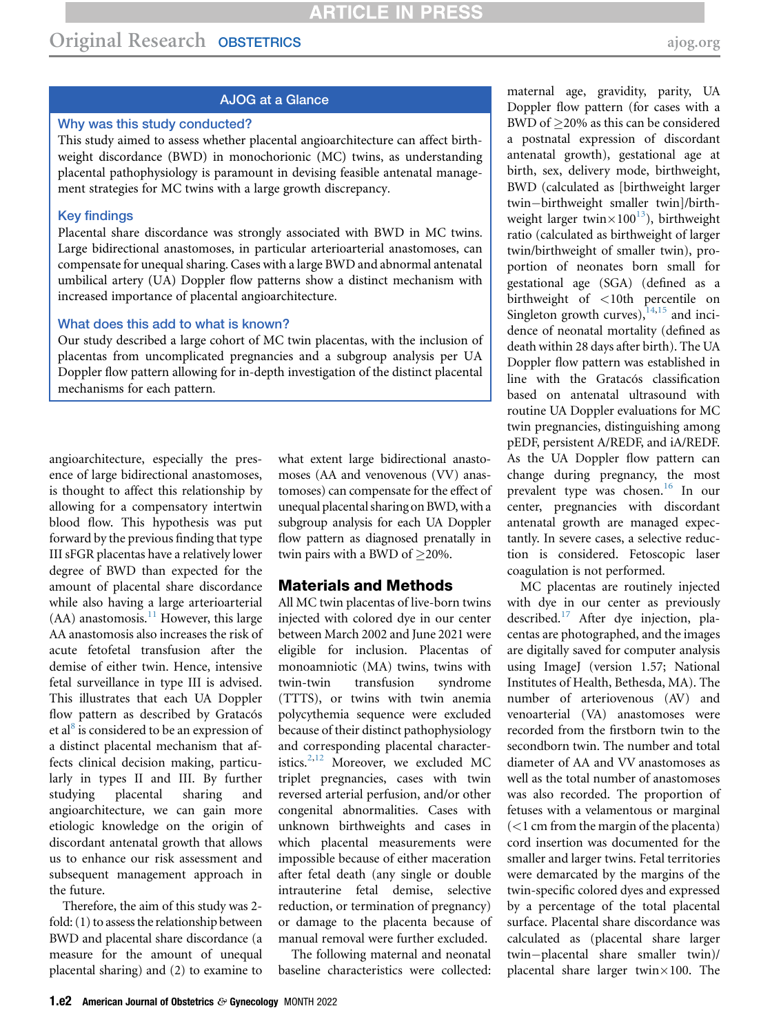## AJOG at a Glance

**Why was this study conducted?**

This study aimed to assess whether placental angioarchitecture can affect birthweight discordance (BWD) in monochorionic (MC) twins, as understanding placental pathophysiology is paramount in devising feasible antenatal management strategies for MC twins with a large growth discrepancy.

**Key findings**

Placental share discordance was strongly associated with BWD in MC twins. Large bidirectional anastomoses, in particular arterioarterial anastomoses, can compensate for unequal sharing. Cases with a large BWD and abnormal antenatal umbilical artery (UA) Doppler flow patterns show a distinct mechanism with increased importance of placental angioarchitecture.

**What does this add to what is known?**

Our study described a large cohort of MC twin placentas, with the inclusion of placentas from uncomplicated pregnancies and a subgroup analysis per UA Doppler flow pattern allowing for in-depth investigation of the distinct placental mechanisms for each pattern.

angioarchitecture, especially the presence of large bidirectional anastomoses, is thought to affect this relationship by allowing for a compensatory intertwin blood flow. This hypothesis was put forward by the previous finding that type III sFGR placentas have a relatively lower degree of BWD than expected for the amount of placental share discordance while also having a large arterioarterial (AA) anastomosis.[11] However, this large AA anastomosis also increases the risk of acute fetofetal transfusion after the demise of either twin. Hence, intensive fetal surveillance in type III is advised. This illustrates that each UA Doppler flow pattern as described by Gratacós et al[8] is considered to be an expression of a distinct placental mechanism that affects clinical decision making, particularly in types II and III. By further studying placental sharing and angioarchitecture, we can gain more etiologic knowledge on the origin of discordant antenatal growth that allows us to enhance our risk assessment and subsequent management approach in the future.

Therefore, the aim of this study was 2-fold: (1) to assess the relationship between BWD and placental share discordance (a measure for the amount of unequal placental sharing) and (2) to examine to what extent large bidirectional anastomoses (AA and venovenous (VV) anastomoses) can compensate for the effect of unequal placental sharing on BWD, with a subgroup analysis for each UA Doppler flow pattern as diagnosed prenatally in twin pairs with a BWD of ≥20%.

## Materials and Methods

All MC twin placentas of live-born twins injected with colored dye in our center between March 2002 and June 2021 were eligible for inclusion. Placentas of monoamniotic (MA) twins, twins with twin-twin transfusion syndrome (TTTS), or twins with twin anemia polycythemia sequence were excluded because of their distinct pathophysiology and corresponding placental characteristics.[2,12] Moreover, we excluded MC triplet pregnancies, cases with twin reversed arterial perfusion, and/or other congenital abnormalities. Cases with unknown birthweights and cases in which placental measurements were impossible because of either maceration after fetal death (any single or double intrauterine fetal demise, selective reduction, or termination of pregnancy) or damage to the placenta because of manual removal were further excluded.

The following maternal and neonatal baseline characteristics were collected: maternal age, gravidity, parity, UA Doppler flow pattern (for cases with a BWD of ≥20% as this can be considered a postnatal expression of discordant antenatal growth), gestational age at birth, sex, delivery mode, birthweight, BWD (calculated as [birthweight larger twin−birthweight smaller twin]/birthweight larger twin×100[13]), birthweight ratio (calculated as birthweight of larger twin/birthweight of smaller twin), proportion of neonates born small for gestational age (SGA) (defined as a birthweight of <10th percentile on Singleton growth curves),[14,15] and incidence of neonatal mortality (defined as death within 28 days after birth). The UA Doppler flow pattern was established in line with the Gratacós classification based on antenatal ultrasound with routine UA Doppler evaluations for MC twin pregnancies, distinguishing among pEDF, persistent A/REDF, and iA/REDF. As the UA Doppler flow pattern can change during pregnancy, the most prevalent type was chosen.[16] In our center, pregnancies with discordant antenatal growth are managed expectantly. In severe cases, a selective reduction is considered. Fetoscopic laser coagulation is not performed.

MC placentas are routinely injected with dye in our center as previously described.[17] After dye injection, placentas are photographed, and the images are digitally saved for computer analysis using ImageJ (version 1.57; National Institutes of Health, Bethesda, MA). The number of arteriovenous (AV) and venoarterial (VA) anastomoses were recorded from the firstborn twin to the secondborn twin. The number and total diameter of AA and VV anastomoses as well as the total number of anastomoses was also recorded. The proportion of fetuses with a velamentous or marginal (<1 cm from the margin of the placenta) cord insertion was documented for the smaller and larger twins. Fetal territories were demarcated by the margins of the twin-specific colored dyes and expressed by a percentage of the total placental surface. Placental share discordance was calculated as (placental share larger twin−placental share smaller twin)/placental share larger twin×100. The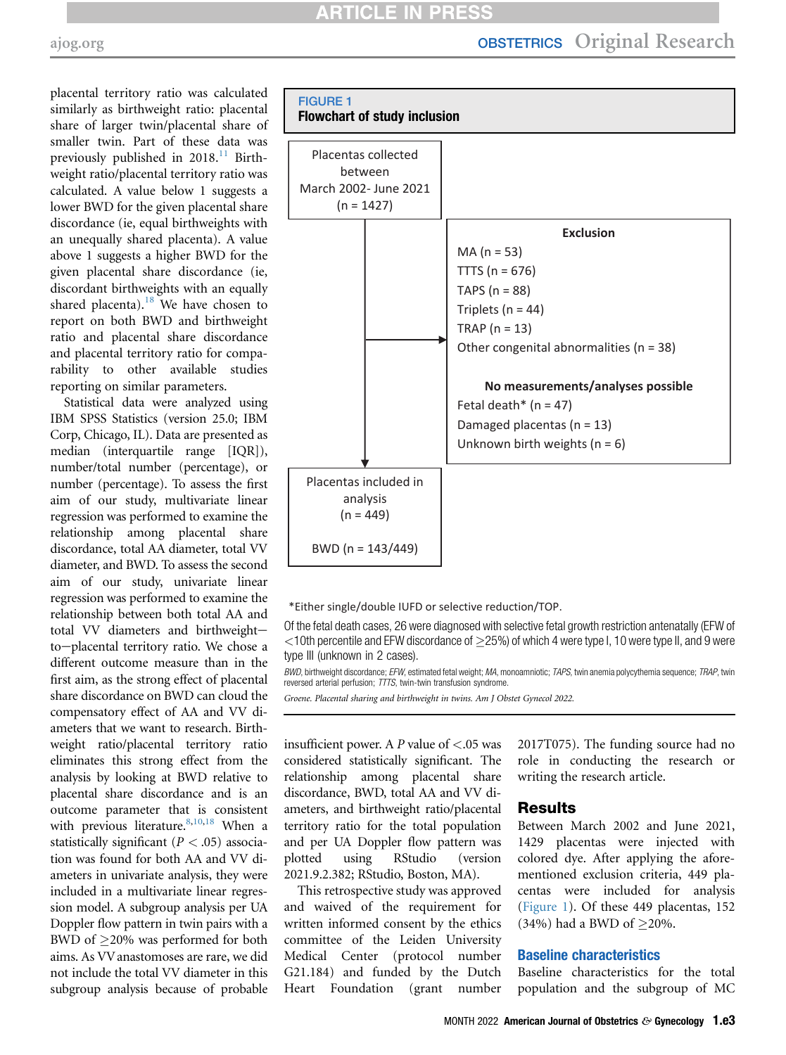placental territory ratio was calculated similarly as birthweight ratio: placental share of larger twin/placental share of smaller twin. Part of these data was previously published in 2018.[11] Birthweight ratio/placental territory ratio was calculated. A value below 1 suggests a lower BWD for the given placental share discordance (ie, equal birthweights with an unequally shared placenta). A value above 1 suggests a higher BWD for the given placental share discordance (ie, discordant birthweights with an equally shared placenta).[18] We have chosen to report on both BWD and birthweight ratio and placental share discordance and placental territory ratio for comparability to other available studies reporting on similar parameters.

Statistical data were analyzed using IBM SPSS Statistics (version 25.0; IBM Corp, Chicago, IL). Data are presented as median (interquartile range [IQR]), number/total number (percentage), or number (percentage). To assess the first aim of our study, multivariate linear regression was performed to examine the relationship among placental share discordance, total AA diameter, total VV diameter, and BWD. To assess the second aim of our study, univariate linear regression was performed to examine the relationship between both total AA and total VV diameters and birthweight–to–placental territory ratio. We chose a different outcome measure than in the first aim, as the strong effect of placental share discordance on BWD can cloud the compensatory effect of AA and VV diameters that we want to research. Birthweight ratio/placental territory ratio eliminates this strong effect from the analysis by looking at BWD relative to placental share discordance and is an outcome parameter that is consistent with previous literature.[8,10,18] When a statistically significant ($P < .05$) association was found for both AA and VV diameters in univariate analysis, they were included in a multivariate linear regression model. A subgroup analysis per UA Doppler flow pattern in twin pairs with a BWD of ≥20% was performed for both aims. As VV anastomoses are rare, we did not include the total VV diameter in this subgroup analysis because of probable insufficient power. A $P$ value of <.05 was considered statistically significant. The relationship among placental share discordance, BWD, total AA and VV diameters, and birthweight ratio/placental territory ratio for the total population and per UA Doppler flow pattern was plotted using RStudio (version 2021.9.2.382; RStudio, Boston, MA).

This retrospective study was approved and waived of the requirement for written informed consent by the ethics committee of the Leiden University Medical Center (protocol number G21.184) and funded by the Dutch Heart Foundation (grant number 2017T075). The funding source had no role in conducting the research or writing the research article.

**FIGURE 1**
**Flowchart of study inclusion**

Placentas collected between March 2002- June 2021 (n = 1427)

**Exclusion**
- MA (n = 53)
- TTTS (n = 676)
- TAPS (n = 88)
- Triplets (n = 44)
- TRAP (n = 13)
- Other congenital abnormalities (n = 38)

**No measurements/analyses possible**
- Fetal death* (n = 47)
- Damaged placentas (n = 13)
- Unknown birth weights (n = 6)

Placentas included in analysis (n = 449)

BWD (n = 143/449)

*Either single/double IUFD or selective reduction/TOP.

Of the fetal death cases, 26 were diagnosed with selective fetal growth restriction antenatally (EFW of <10th percentile and EFW discordance of ≥25%) of which 4 were type I, 10 were type II, and 9 were type III (unknown in 2 cases).

*BWD*, birthweight discordance; *EFW*, estimated fetal weight; *MA*, monoamniotic; *TAPS*, twin anemia polycythemia sequence; *TRAP*, twin reversed arterial perfusion; *TTTS*, twin-twin transfusion syndrome.

*Groene. Placental sharing and birthweight in twins. Am J Obstet Gynecol 2022.*

## Results

Between March 2002 and June 2021, 1429 placentas were injected with colored dye. After applying the aforementioned exclusion criteria, 449 placentas were included for analysis (Figure 1). Of these 449 placentas, 152 (34%) had a BWD of ≥20%.

### Baseline characteristics

Baseline characteristics for the total population and the subgroup of MC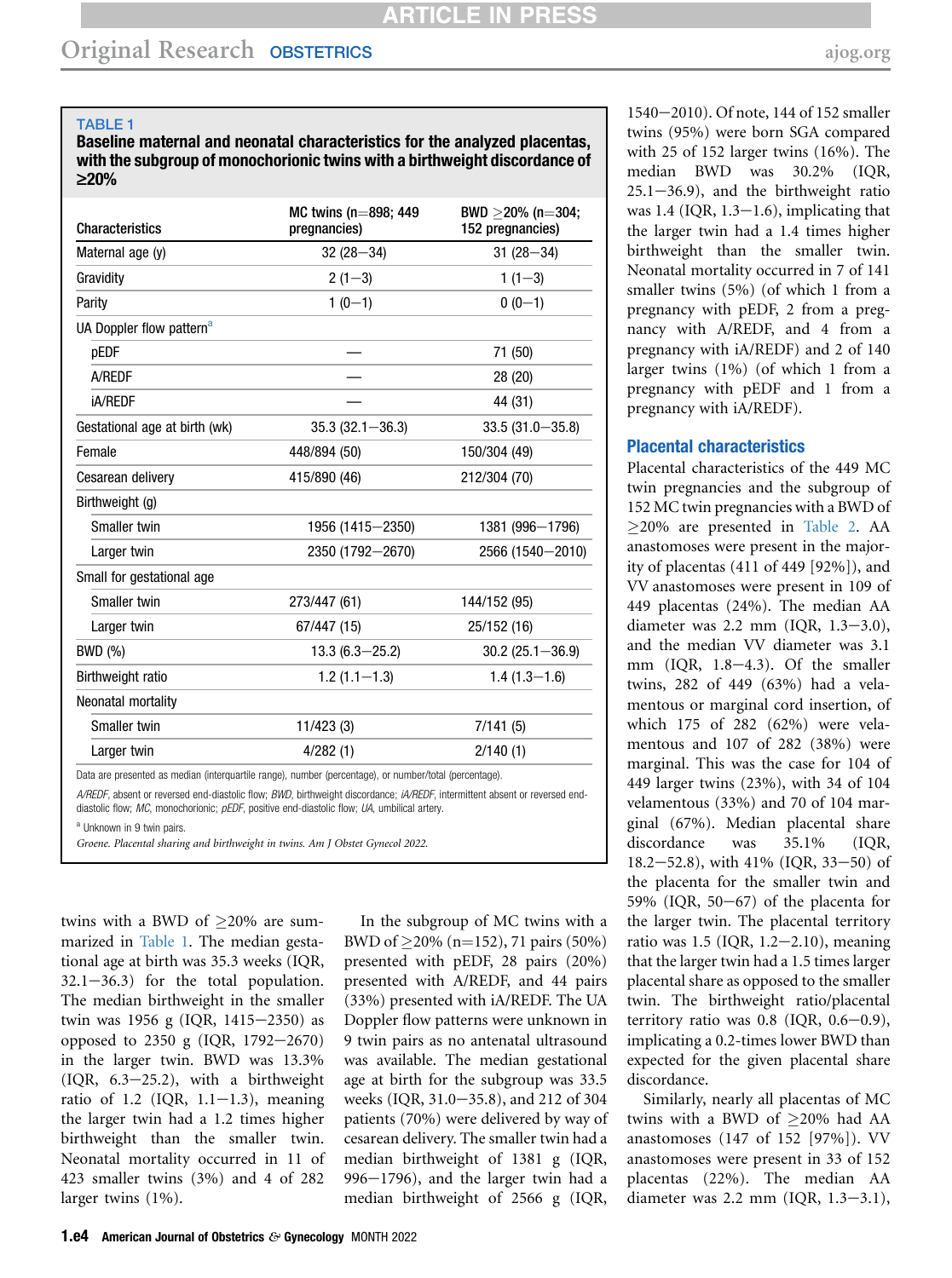**TABLE 1**

**Baseline maternal and neonatal characteristics for the analyzed placentas, with the subgroup of monochorionic twins with a birthweight discordance of ≥20%**

| Characteristics | MC twins (n=898; 449 pregnancies) | BWD ≥20% (n=304; 152 pregnancies) |
|---|---|---|
| Maternal age (y) | 32 (28–34) | 31 (28–34) |
| Gravidity | 2 (1–3) | 1 (1–3) |
| Parity | 1 (0–1) | 0 (0–1) |
| UA Doppler flow pattern[a] | | |
| pEDF | — | 71 (50) |
| A/REDF | — | 28 (20) |
| iA/REDF | — | 44 (31) |
| Gestational age at birth (wk) | 35.3 (32.1–36.3) | 33.5 (31.0–35.8) |
| Female | 448/894 (50) | 150/304 (49) |
| Cesarean delivery | 415/890 (46) | 212/304 (70) |
| Birthweight (g) | | |
| Smaller twin | 1956 (1415–2350) | 1381 (996–1796) |
| Larger twin | 2350 (1792–2670) | 2566 (1540–2010) |
| Small for gestational age | | |
| Smaller twin | 273/447 (61) | 144/152 (95) |
| Larger twin | 67/447 (15) | 25/152 (16) |
| BWD (%) | 13.3 (6.3–25.2) | 30.2 (25.1–36.9) |
| Birthweight ratio | 1.2 (1.1–1.3) | 1.4 (1.3–1.6) |
| Neonatal mortality | | |
| Smaller twin | 11/423 (3) | 7/141 (5) |
| Larger twin | 4/282 (1) | 2/140 (1) |

Data are presented as median (interquartile range), number (percentage), or number/total (percentage).

*A/REDF*, absent or reversed end-diastolic flow; *BWD*, birthweight discordance; *iA/REDF*, intermittent absent or reversed end-diastolic flow; *MC*, monochorionic; *pEDF*, positive end-diastolic flow; *UA*, umbilical artery.

[a] Unknown in 9 twin pairs.

*Groene. Placental sharing and birthweight in twins. Am J Obstet Gynecol 2022.*

twins with a BWD of ≥20% are summarized in Table 1. The median gestational age at birth was 35.3 weeks (IQR, 32.1–36.3) for the total population. The median birthweight in the smaller twin was 1956 g (IQR, 1415–2350) as opposed to 2350 g (IQR, 1792–2670) in the larger twin. BWD was 13.3% (IQR, 6.3–25.2), with a birthweight ratio of 1.2 (IQR, 1.1–1.3), meaning the larger twin had a 1.2 times higher birthweight than the smaller twin. Neonatal mortality occurred in 11 of 423 smaller twins (3%) and 4 of 282 larger twins (1%).

In the subgroup of MC twins with a BWD of ≥20% (n=152), 71 pairs (50%) presented with pEDF, 28 pairs (20%) presented with A/REDF, and 44 pairs (33%) presented with iA/REDF. The UA Doppler flow patterns were unknown in 9 twin pairs as no antenatal ultrasound was available. The median gestational age at birth for the subgroup was 33.5 weeks (IQR, 31.0–35.8), and 212 of 304 patients (70%) were delivered by way of cesarean delivery. The smaller twin had a median birthweight of 1381 g (IQR, 996–1796), and the larger twin had a median birthweight of 2566 g (IQR, 1540–2010). Of note, 144 of 152 smaller twins (95%) were born SGA compared with 25 of 152 larger twins (16%). The median BWD was 30.2% (IQR, 25.1–36.9), and the birthweight ratio was 1.4 (IQR, 1.3–1.6), implicating that the larger twin had a 1.4 times higher birthweight than the smaller twin. Neonatal mortality occurred in 7 of 141 smaller twins (5%) (of which 1 from a pregnancy with pEDF, 2 from a pregnancy with A/REDF, and 4 from a pregnancy with iA/REDF) and 2 of 140 larger twins (1%) (of which 1 from a pregnancy with pEDF and 1 from a pregnancy with iA/REDF).

## Placental characteristics

Placental characteristics of the 449 MC twin pregnancies and the subgroup of 152 MC twin pregnancies with a BWD of ≥20% are presented in Table 2. AA anastomoses were present in the majority of placentas (411 of 449 [92%]), and VV anastomoses were present in 109 of 449 placentas (24%). The median AA diameter was 2.2 mm (IQR, 1.3–3.0), and the median VV diameter was 3.1 mm (IQR, 1.8–4.3). Of the smaller twins, 282 of 449 (63%) had a velamentous or marginal cord insertion, of which 175 of 282 (62%) were velamentous and 107 of 282 (38%) were marginal. This was the case for 104 of 449 larger twins (23%), with 34 of 104 velamentous (33%) and 70 of 104 marginal (67%). Median placental share discordance was 35.1% (IQR, 18.2–52.8), with 41% (IQR, 33–50) of the placenta for the smaller twin and 59% (IQR, 50–67) of the placenta for the larger twin. The placental territory ratio was 1.5 (IQR, 1.2–2.10), meaning that the larger twin had a 1.5 times larger placental share as opposed to the smaller twin. The birthweight ratio/placental territory ratio was 0.8 (IQR, 0.6–0.9), implicating a 0.2-times lower BWD than expected for the given placental share discordance.

Similarly, nearly all placentas of MC twins with a BWD of ≥20% had AA anastomoses (147 of 152 [97%]). VV anastomoses were present in 33 of 152 placentas (22%). The median AA diameter was 2.2 mm (IQR, 1.3–3.1),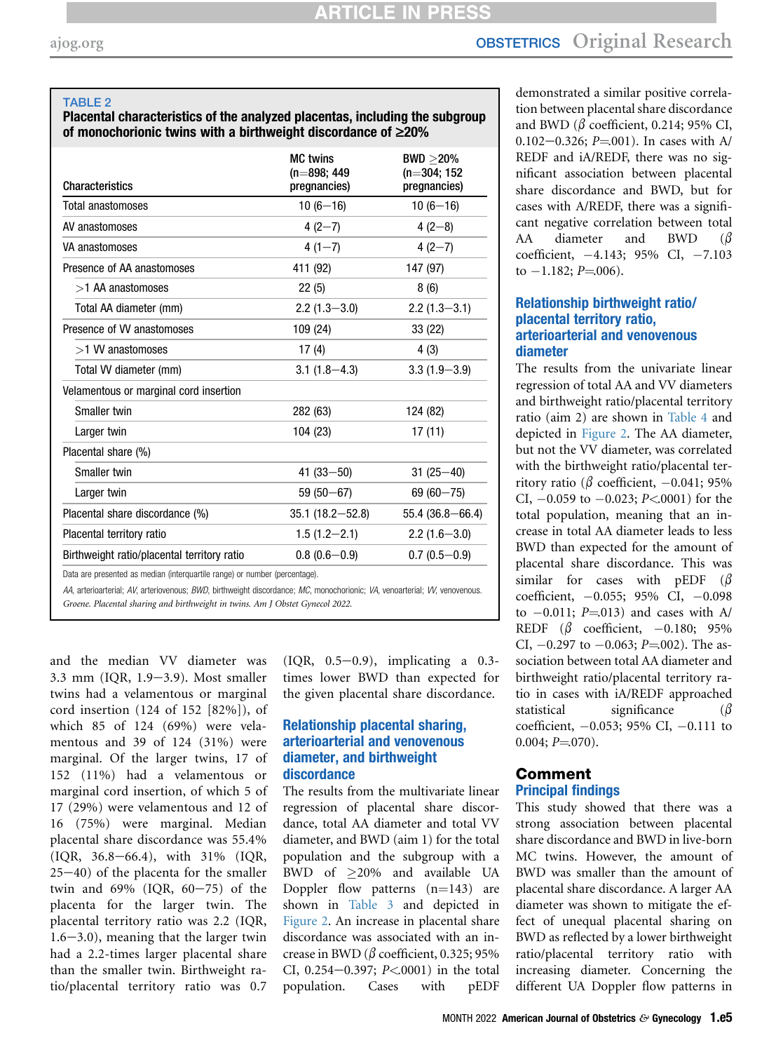**TABLE 2**
**Placental characteristics of the analyzed placentas, including the subgroup of monochorionic twins with a birthweight discordance of ≥20%**

| Characteristics | MC twins (n=898; 449 pregnancies) | BWD ≥20% (n=304; 152 pregnancies) |
|---|---|---|
| Total anastomoses | 10 (6−16) | 10 (6−16) |
| AV anastomoses | 4 (2−7) | 4 (2−8) |
| VA anastomoses | 4 (1−7) | 4 (2−7) |
| Presence of AA anastomoses | 411 (92) | 147 (97) |
| >1 AA anastomoses | 22 (5) | 8 (6) |
| Total AA diameter (mm) | 2.2 (1.3−3.0) | 2.2 (1.3−3.1) |
| Presence of VV anastomoses | 109 (24) | 33 (22) |
| >1 VV anastomoses | 17 (4) | 4 (3) |
| Total VV diameter (mm) | 3.1 (1.8−4.3) | 3.3 (1.9−3.9) |
| Velamentous or marginal cord insertion | | |
| Smaller twin | 282 (63) | 124 (82) |
| Larger twin | 104 (23) | 17 (11) |
| Placental share (%) | | |
| Smaller twin | 41 (33−50) | 31 (25−40) |
| Larger twin | 59 (50−67) | 69 (60−75) |
| Placental share discordance (%) | 35.1 (18.2−52.8) | 55.4 (36.8−66.4) |
| Placental territory ratio | 1.5 (1.2−2.1) | 2.2 (1.6−3.0) |
| Birthweight ratio/placental territory ratio | 0.8 (0.6−0.9) | 0.7 (0.5−0.9) |

Data are presented as median (interquartile range) or number (percentage).

*AA*, arterioarterial; *AV*, arteriovenous; *BWD*, birthweight discordance; *MC*, monochorionic; *VA*, venoarterial; *VV*, venovenous.

*Groene. Placental sharing and birthweight in twins. Am J Obstet Gynecol 2022.*

and the median VV diameter was 3.3 mm (IQR, 1.9−3.9). Most smaller twins had a velamentous or marginal cord insertion (124 of 152 [82%]), of which 85 of 124 (69%) were velamentous and 39 of 124 (31%) were marginal. Of the larger twins, 17 of 152 (11%) had a velamentous or marginal cord insertion, of which 5 of 17 (29%) were velamentous and 12 of 16 (75%) were marginal. Median placental share discordance was 55.4% (IQR, 36.8−66.4), with 31% (IQR, 25−40) of the placenta for the smaller twin and 69% (IQR, 60−75) of the placenta for the larger twin. The placental territory ratio was 2.2 (IQR, 1.6−3.0), meaning that the larger twin had a 2.2-times larger placental share than the smaller twin. Birthweight ratio/placental territory ratio was 0.7 (IQR, 0.5−0.9), implicating a 0.3-times lower BWD than expected for the given placental share discordance.

### Relationship placental sharing, arterioarterial and venovenous diameter, and birthweight discordance

The results from the multivariate linear regression of placental share discordance, total AA diameter and total VV diameter, and BWD (aim 1) for the total population and the subgroup with a BWD of ≥20% and available UA Doppler flow patterns (n=143) are shown in Table 3 and depicted in Figure 2. An increase in placental share discordance was associated with an increase in BWD (β coefficient, 0.325; 95% CI, 0.254−0.397; $P<.0001$) in the total population. Cases with pEDF demonstrated a similar positive correlation between placental share discordance and BWD (β coefficient, 0.214; 95% CI, 0.102−0.326; $P=.001$). In cases with A/REDF and iA/REDF, there was no significant association between placental share discordance and BWD, but for cases with A/REDF, there was a significant negative correlation between total AA diameter and BWD (β coefficient, −4.143; 95% CI, −7.103 to −1.182; $P=.006$).

### Relationship birthweight ratio/placental territory ratio, arterioarterial and venovenous diameter

The results from the univariate linear regression of total AA and VV diameters and birthweight ratio/placental territory ratio (aim 2) are shown in Table 4 and depicted in Figure 2. The AA diameter, but not the VV diameter, was correlated with the birthweight ratio/placental territory ratio (β coefficient, −0.041; 95% CI, −0.059 to −0.023; $P<.0001$) for the total population, meaning that an increase in total AA diameter leads to less BWD than expected for the amount of placental share discordance. This was similar for cases with pEDF (β coefficient, −0.055; 95% CI, −0.098 to −0.011; $P=.013$) and cases with A/REDF (β coefficient, −0.180; 95% CI, −0.297 to −0.063; $P=.002$). The association between total AA diameter and birthweight ratio/placental territory ratio in cases with iA/REDF approached statistical significance (β coefficient, −0.053; 95% CI, −0.111 to 0.004; $P=.070$).

## Comment

### Principal findings

This study showed that there was a strong association between placental share discordance and BWD in live-born MC twins. However, the amount of BWD was smaller than the amount of placental share discordance. A larger AA diameter was shown to mitigate the effect of unequal placental sharing on BWD as reflected by a lower birthweight ratio/placental territory ratio with increasing diameter. Concerning the different UA Doppler flow patterns in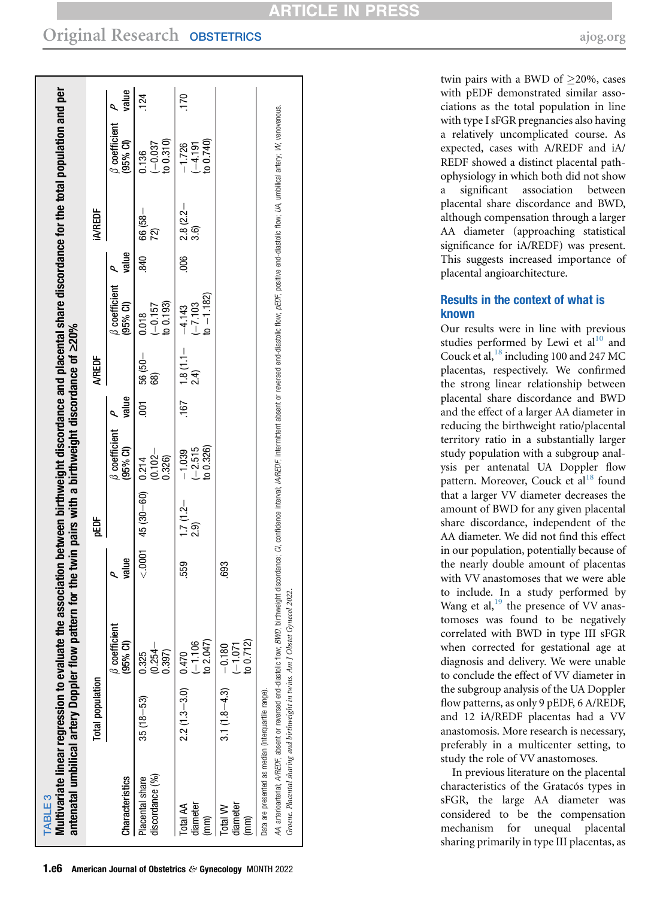**TABLE 3**
**Multivariate linear regression to evaluate the association between birthweight discordance and placental share discordance for the total population and per antenatal umbilical artery Doppler flow pattern for the twin pairs with a birthweight discordance of ≥20%**

| Characteristics | Total population | | | pEDF | | | A/REDF | | | iA/REDF | | |
|---|---|---|---|---|---|---|---|---|---|---|---|---|
| | | β coefficient (95% CI) | *P* value | | β coefficient (95% CI) | *P* value | | β coefficient (95% CI) | *P* value | | β coefficient (95% CI) | *P* value |
| Placental share discordance (%) | 35 (18–53) | 0.325 (0.254–0.397) | <.0001 | 45 (30–60) | 0.214 (0.102–0.326) | .001 | 56 (50–68) | 0.018 (−0.157 to 0.193) | .840 | 66 (58–72) | 0.136 (−0.037 to 0.310) | .124 |
| Total AA diameter (mm) | 2.2 (1.3–3.0) | 0.470 (−1.106 to 2.047) | .559 | 1.7 (1.2–2.9) | −1.039 (−2.515 to 0.326) | .167 | 1.8 (1.1–2.4) | −4.143 (−7.103 to −1.182) | .006 | 2.8 (2.2–3.6) | −1.726 (−4.191 to 0.740) | .170 |
| Total VV diameter (mm) | 3.1 (1.8–4.3) | −0.180 (−1.071 to 0.712) | .693 | | | | | | | | | |

Data are presented as median (interquartile range).

*AA*, arterioarterial; *A/REDF*, absent or reversed end-diastolic flow; *BWD*, birthweight discordance; *CI*, confidence interval; *iA/REDF*, intermittent absent or reversed end-diastolic flow; *pEDF*, positive end-diastolic flow; *UA*, umbilical artery; *VV*, venovenous.

*Groene. Placental sharing and birthweight in twins. Am J Obstet Gynecol 2022.*

twin pairs with a BWD of ≥20%, cases with pEDF demonstrated similar associations as the total population in line with type I sFGR pregnancies also having a relatively uncomplicated course. As expected, cases with A/REDF and iA/REDF showed a distinct placental pathophysiology in which both did not show a significant association between placental share discordance and BWD, although compensation through a larger AA diameter (approaching statistical significance for iA/REDF) was present. This suggests increased importance of placental angioarchitecture.

## Results in the context of what is known

Our results were in line with previous studies performed by Lewi et al[10] and Couck et al,[18] including 100 and 247 MC placentas, respectively. We confirmed the strong linear relationship between placental share discordance and BWD and the effect of a larger AA diameter in reducing the birthweight ratio/placental territory ratio in a substantially larger study population with a subgroup analysis per antenatal UA Doppler flow pattern. Moreover, Couck et al[18] found that a larger VV diameter decreases the amount of BWD for any given placental share discordance, independent of the AA diameter. We did not find this effect in our population, potentially because of the nearly double amount of placentas with VV anastomoses that we were able to include. In a study performed by Wang et al,[19] the presence of VV anastomoses was found to be negatively correlated with BWD in type III sFGR when corrected for gestational age at diagnosis and delivery. We were unable to conclude the effect of VV diameter in the subgroup analysis of the UA Doppler flow patterns, as only 9 pEDF, 6 A/REDF, and 12 iA/REDF placentas had a VV anastomosis. More research is necessary, preferably in a multicenter setting, to study the role of VV anastomoses.

In previous literature on the placental characteristics of the Gratacós types in sFGR, the large AA diameter was considered to be the compensation mechanism for unequal placental sharing primarily in type III placentas, as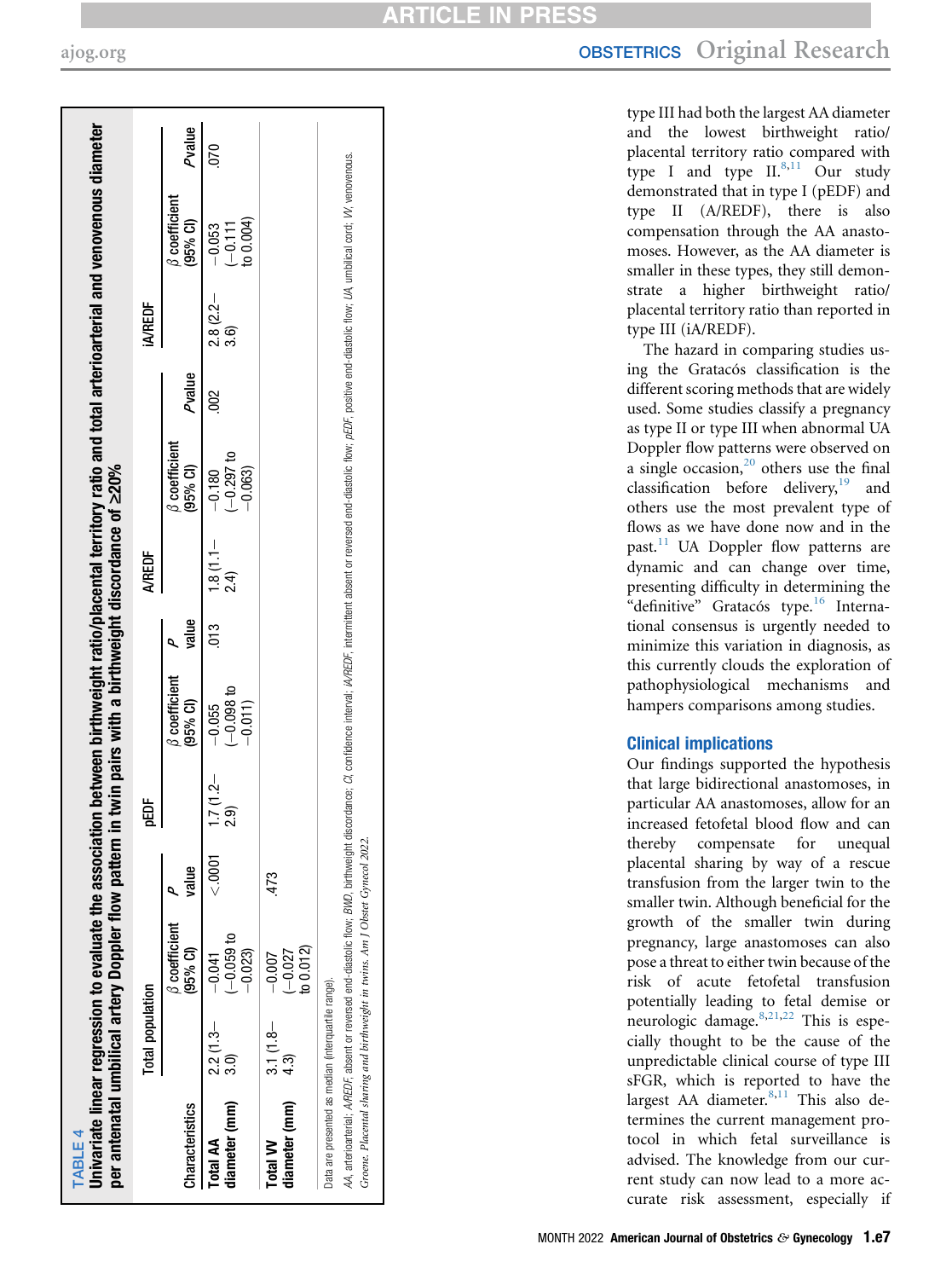**TABLE 4**
**Univariate linear regression to evaluate the association between birthweight ratio/placental territory ratio and total arterioarterial and venovenous diameter per antenatal umbilical artery Doppler flow pattern in twin pairs with a birthweight discordance of ≥20%**

| Characteristics | Total population | | | pEDF | | | A/REDF | | | iA/REDF | | |
|---|---|---|---|---|---|---|---|---|---|---|---|---|
| | | β coefficient (95% CI) | *P* value | | β coefficient (95% CI) | *P* value | | β coefficient (95% CI) | *P* value | | β coefficient (95% CI) | *P* value |
| **Total AA diameter (mm)** | 2.2 (1.3–3.0) | −0.041 (−0.059 to −0.023) | <.0001 | 1.7 (1.2–2.9) | −0.055 (−0.098 to −0.011) | .013 | 1.8 (1.1–2.4) | −0.180 (−0.297 to −0.063) | .002 | 2.8 (2.2–3.6) | −0.053 (−0.111 to 0.004) | .070 |
| **Total VV diameter (mm)** | 3.1 (1.8–4.3) | −0.007 (−0.027 to 0.012) | .473 | | | | | | | | | |

Data are presented as median (interquartile range).

*AA*, arterioarterial; *A/REDF*, absent or reversed end-diastolic flow; *BMD*, birthweight discordance; *CI*, confidence interval; *iA/REDF*, intermittent absent or reversed end-diastolic flow; *pEDF*, positive end-diastolic flow; *UA*, umbilical cord; *VV*, venovenous.

*Groene. Placental sharing and birthweight in twins. Am J Obstet Gynecol 2022.*

type III had both the largest AA diameter and the lowest birthweight ratio/placental territory ratio compared with type I and type II.[8,11] Our study demonstrated that in type I (pEDF) and type II (A/REDF), there is also compensation through the AA anastomoses. However, as the AA diameter is smaller in these types, they still demonstrate a higher birthweight ratio/placental territory ratio than reported in type III (iA/REDF).

The hazard in comparing studies using the Gratacós classification is the different scoring methods that are widely used. Some studies classify a pregnancy as type II or type III when abnormal UA Doppler flow patterns were observed on a single occasion,[20] others use the final classification before delivery,[19] and others use the most prevalent type of flows as we have done now and in the past.[11] UA Doppler flow patterns are dynamic and can change over time, presenting difficulty in determining the "definitive" Gratacós type.[16] International consensus is urgently needed to minimize this variation in diagnosis, as this currently clouds the exploration of pathophysiological mechanisms and hampers comparisons among studies.

## Clinical implications

Our findings supported the hypothesis that large bidirectional anastomoses, in particular AA anastomoses, allow for an increased fetofetal blood flow and can thereby compensate for unequal placental sharing by way of a rescue transfusion from the larger twin to the smaller twin. Although beneficial for the growth of the smaller twin during pregnancy, large anastomoses can also pose a threat to either twin because of the risk of acute fetofetal transfusion potentially leading to fetal demise or neurologic damage.[8,21,22] This is especially thought to be the cause of the unpredictable clinical course of type III sFGR, which is reported to have the largest AA diameter.[8,11] This also determines the current management protocol in which fetal surveillance is advised. The knowledge from our current study can now lead to a more accurate risk assessment, especially if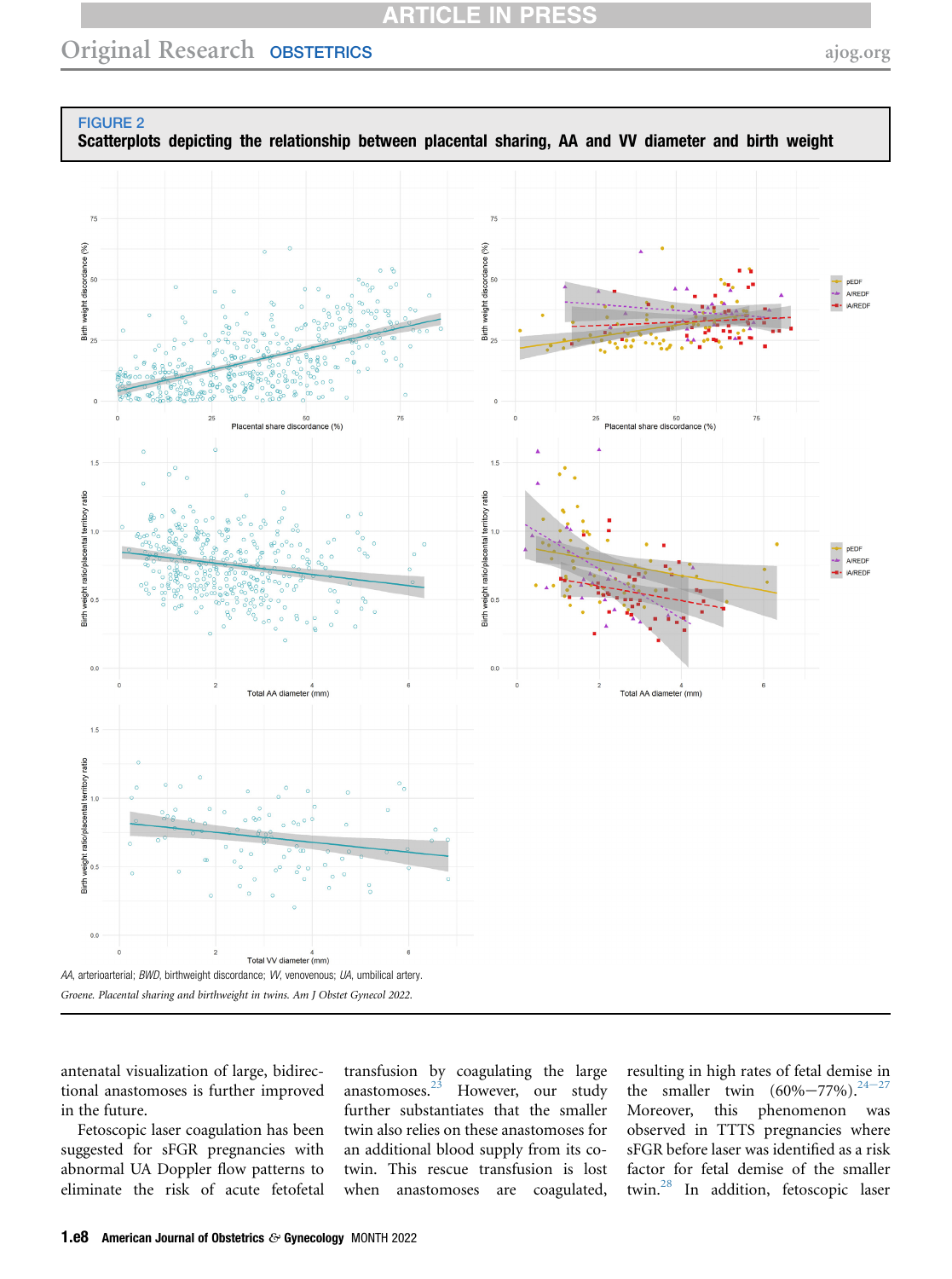FIGURE 2

**Scatterplots depicting the relationship between placental sharing, AA and VV diameter and birth weight**

*AA*, arterioarterial; *BWD*, birthweight discordance; *VV*, venovenous; *UA*, umbilical artery.

*Groene. Placental sharing and birthweight in twins. Am J Obstet Gynecol 2022.*

antenatal visualization of large, bidirectional anastomoses is further improved in the future.

Fetoscopic laser coagulation has been suggested for sFGR pregnancies with abnormal UA Doppler flow patterns to eliminate the risk of acute fetofetal transfusion by coagulating the large anastomoses.[23] However, our study further substantiates that the smaller twin also relies on these anastomoses for an additional blood supply from its co-twin. This rescue transfusion is lost when anastomoses are coagulated, resulting in high rates of fetal demise in the smaller twin (60%–77%).[24–27] Moreover, this phenomenon was observed in TTTS pregnancies where sFGR before laser was identified as a risk factor for fetal demise of the smaller twin.[28] In addition, fetoscopic laser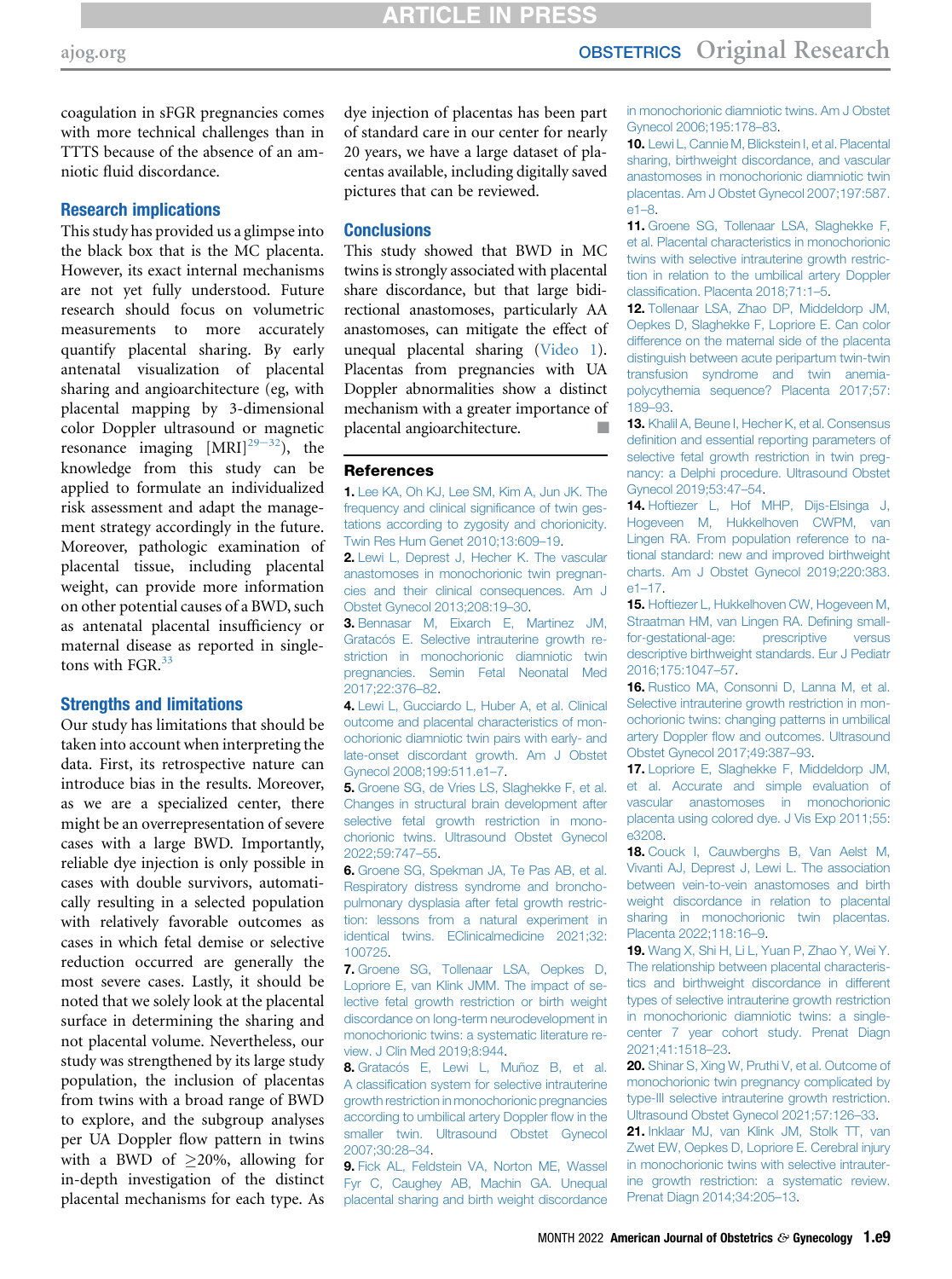coagulation in sFGR pregnancies comes with more technical challenges than in TTTS because of the absence of an amniotic fluid discordance.

## Research implications

This study has provided us a glimpse into the black box that is the MC placenta. However, its exact internal mechanisms are not yet fully understood. Future research should focus on volumetric measurements to more accurately quantify placental sharing. By early antenatal visualization of placental sharing and angioarchitecture (eg, with placental mapping by 3-dimensional color Doppler ultrasound or magnetic resonance imaging [MRI][29–32]), the knowledge from this study can be applied to formulate an individualized risk assessment and adapt the management strategy accordingly in the future. Moreover, pathologic examination of placental tissue, including placental weight, can provide more information on other potential causes of a BWD, such as antenatal placental insufficiency or maternal disease as reported in singletons with FGR.[33]

## Strengths and limitations

Our study has limitations that should be taken into account when interpreting the data. First, its retrospective nature can introduce bias in the results. Moreover, as we are a specialized center, there might be an overrepresentation of severe cases with a large BWD. Importantly, reliable dye injection is only possible in cases with double survivors, automatically resulting in a selected population with relatively favorable outcomes as cases in which fetal demise or selective reduction occurred are generally the most severe cases. Lastly, it should be noted that we solely look at the placental surface in determining the sharing and not placental volume. Nevertheless, our study was strengthened by its large study population, the inclusion of placentas from twins with a broad range of BWD to explore, and the subgroup analyses per UA Doppler flow pattern in twins with a BWD of ≥20%, allowing for in-depth investigation of the distinct placental mechanisms for each type. As dye injection of placentas has been part of standard care in our center for nearly 20 years, we have a large dataset of placentas available, including digitally saved pictures that can be reviewed.

## Conclusions

This study showed that BWD in MC twins is strongly associated with placental share discordance, but that large bidirectional anastomoses, particularly AA anastomoses, can mitigate the effect of unequal placental sharing (Video 1). Placentas from pregnancies with UA Doppler abnormalities show a distinct mechanism with a greater importance of placental angioarchitecture. ■

## References

1. Lee KA, Oh KJ, Lee SM, Kim A, Jun JK. The frequency and clinical significance of twin gestations according to zygosity and chorionicity. Twin Res Hum Genet 2010;13:609–19.
2. Lewi L, Deprest J, Hecher K. The vascular anastomoses in monochorionic twin pregnancies and their clinical consequences. Am J Obstet Gynecol 2013;208:19–30.
3. Bennasar M, Eixarch E, Martinez JM, Gratacós E. Selective intrauterine growth restriction in monochorionic diamniotic twin pregnancies. Semin Fetal Neonatal Med 2017;22:376–82.
4. Lewi L, Gucciardo L, Huber A, et al. Clinical outcome and placental characteristics of monochorionic diamniotic twin pairs with early- and late-onset discordant growth. Am J Obstet Gynecol 2008;199:511.e1–7.
5. Groene SG, de Vries LS, Slaghekke F, et al. Changes in structural brain development after selective fetal growth restriction in monochorionic twins. Ultrasound Obstet Gynecol 2022;59:747–55.
6. Groene SG, Spekman JA, Te Pas AB, et al. Respiratory distress syndrome and bronchopulmonary dysplasia after fetal growth restriction: lessons from a natural experiment in identical twins. EClinicalmedicine 2021;32:100725.
7. Groene SG, Tollenaar LSA, Oepkes D, Lopriore E, van Klink JMM. The impact of selective fetal growth restriction or birth weight discordance on long-term neurodevelopment in monochorionic twins: a systematic literature review. J Clin Med 2019;8:944.
8. Gratacós E, Lewi L, Muñoz B, et al. A classification system for selective intrauterine growth restriction in monochorionic pregnancies according to umbilical artery Doppler flow in the smaller twin. Ultrasound Obstet Gynecol 2007;30:28–34.
9. Fick AL, Feldstein VA, Norton ME, Wassel Fyr C, Caughey AB, Machin GA. Unequal placental sharing and birth weight discordance in monochorionic diamniotic twins. Am J Obstet Gynecol 2006;195:178–83.
10. Lewi L, Cannie M, Blickstein I, et al. Placental sharing, birthweight discordance, and vascular anastomoses in monochorionic diamniotic twin placentas. Am J Obstet Gynecol 2007;197:587.e1–8.
11. Groene SG, Tollenaar LSA, Slaghekke F, et al. Placental characteristics in monochorionic twins with selective intrauterine growth restriction in relation to the umbilical artery Doppler classification. Placenta 2018;71:1–5.
12. Tollenaar LSA, Zhao DP, Middeldorp JM, Oepkes D, Slaghekke F, Lopriore E. Can color difference on the maternal side of the placenta distinguish between acute peripartum twin-twin transfusion syndrome and twin anemia-polycythemia sequence? Placenta 2017;57:189–93.
13. Khalil A, Beune I, Hecher K, et al. Consensus definition and essential reporting parameters of selective fetal growth restriction in twin pregnancy: a Delphi procedure. Ultrasound Obstet Gynecol 2019;53:47–54.
14. Hoftiezer L, Hof MHP, Dijs-Elsinga J, Hogeveen M, Hukkelhoven CWPM, van Lingen RA. From population reference to national standard: new and improved birthweight charts. Am J Obstet Gynecol 2019;220:383.e1–17.
15. Hoftiezer L, Hukkelhoven CW, Hogeveen M, Straatman HM, van Lingen RA. Defining small-for-gestational-age: prescriptive versus descriptive birthweight standards. Eur J Pediatr 2016;175:1047–57.
16. Rustico MA, Consonni D, Lanna M, et al. Selective intrauterine growth restriction in monochorionic twins: changing patterns in umbilical artery Doppler flow and outcomes. Ultrasound Obstet Gynecol 2017;49:387–93.
17. Lopriore E, Slaghekke F, Middeldorp JM, et al. Accurate and simple evaluation of vascular anastomoses in monochorionic placenta using colored dye. J Vis Exp 2011;55:e3208.
18. Couck I, Cauwberghs B, Van Aelst M, Vivanti AJ, Deprest J, Lewi L. The association between vein-to-vein anastomoses and birth weight discordance in relation to placental sharing in monochorionic twin placentas. Placenta 2022;118:16–9.
19. Wang X, Shi H, Li L, Yuan P, Zhao Y, Wei Y. The relationship between placental characteristics and birthweight discordance in different types of selective intrauterine growth restriction in monochorionic diamniotic twins: a single-center 7 year cohort study. Prenat Diagn 2021;41:1518–23.
20. Shinar S, Xing W, Pruthi V, et al. Outcome of monochorionic twin pregnancy complicated by type-III selective intrauterine growth restriction. Ultrasound Obstet Gynecol 2021;57:126–33.
21. Inklaar MJ, van Klink JM, Stolk TT, van Zwet EW, Oepkes D, Lopriore E. Cerebral injury in monochorionic twins with selective intrauterine growth restriction: a systematic review. Prenat Diagn 2014;34:205–13.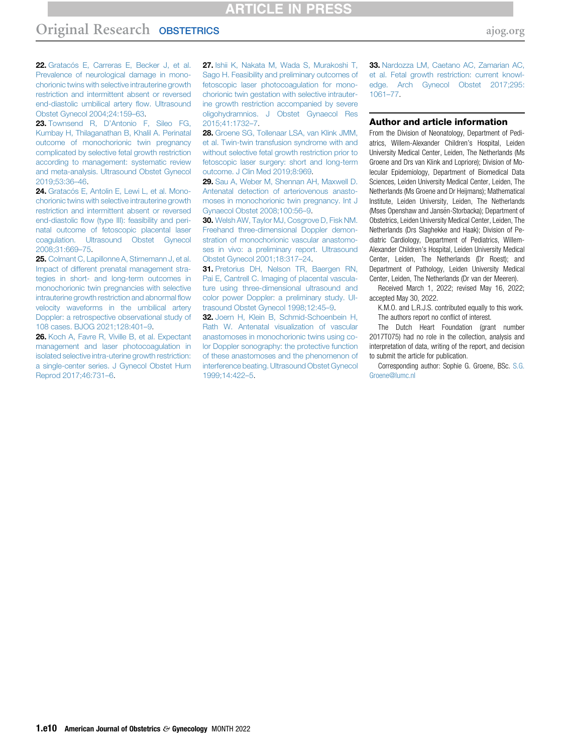22. Gratacós E, Carreras E, Becker J, et al. Prevalence of neurological damage in monochorionic twins with selective intrauterine growth restriction and intermittent absent or reversed end-diastolic umbilical artery flow. Ultrasound Obstet Gynecol 2004;24:159–63.

23. Townsend R, D'Antonio F, Sileo FG, Kumbay H, Thilaganathan B, Khalil A. Perinatal outcome of monochorionic twin pregnancy complicated by selective fetal growth restriction according to management: systematic review and meta-analysis. Ultrasound Obstet Gynecol 2019;53:36–46.

24. Gratacós E, Antolin E, Lewi L, et al. Monochorionic twins with selective intrauterine growth restriction and intermittent absent or reversed end-diastolic flow (type III): feasibility and perinatal outcome of fetoscopic placental laser coagulation. Ultrasound Obstet Gynecol 2008;31:669–75.

25. Colmant C, Lapillonne A, Stirnemann J, et al. Impact of different prenatal management strategies in short- and long-term outcomes in monochorionic twin pregnancies with selective intrauterine growth restriction and abnormal flow velocity waveforms in the umbilical artery Doppler: a retrospective observational study of 108 cases. BJOG 2021;128:401–9.

26. Koch A, Favre R, Viville B, et al. Expectant management and laser photocoagulation in isolated selective intra-uterine growth restriction: a single-center series. J Gynecol Obstet Hum Reprod 2017;46:731–6.

27. Ishii K, Nakata M, Wada S, Murakoshi T, Sago H. Feasibility and preliminary outcomes of fetoscopic laser photocoagulation for monochorionic twin gestation with selective intrauterine growth restriction accompanied by severe oligohydramnios. J Obstet Gynaecol Res 2015;41:1732–7.

28. Groene SG, Tollenaar LSA, van Klink JMM, et al. Twin-twin transfusion syndrome with and without selective fetal growth restriction prior to fetoscopic laser surgery: short and long-term outcome. J Clin Med 2019;8:969.

29. Sau A, Weber M, Shennan AH, Maxwell D. Antenatal detection of arteriovenous anastomoses in monochorionic twin pregnancy. Int J Gynaecol Obstet 2008;100:56–9.

30. Welsh AW, Taylor MJ, Cosgrove D, Fisk NM. Freehand three-dimensional Doppler demonstration of monochorionic vascular anastomoses in vivo: a preliminary report. Ultrasound Obstet Gynecol 2001;18:317–24.

31. Pretorius DH, Nelson TR, Baergen RN, Pai E, Cantrell C. Imaging of placental vasculature using three-dimensional ultrasound and color power Doppler: a preliminary study. Ultrasound Obstet Gynecol 1998;12:45–9.

32. Joern H, Klein B, Schmid-Schoenbein H, Rath W. Antenatal visualization of vascular anastomoses in monochorionic twins using color Doppler sonography: the protective function of these anastomoses and the phenomenon of interference beating. Ultrasound Obstet Gynecol 1999;14:422–5.

33. Nardozza LM, Caetano AC, Zamarian AC, et al. Fetal growth restriction: current knowledge. Arch Gynecol Obstet 2017;295:1061–77.

## Author and article information

From the Division of Neonatology, Department of Pediatrics, Willem-Alexander Children's Hospital, Leiden University Medical Center, Leiden, The Netherlands (Ms Groene and Drs van Klink and Lopriore); Division of Molecular Epidemiology, Department of Biomedical Data Sciences, Leiden University Medical Center, Leiden, The Netherlands (Ms Groene and Dr Heijmans); Mathematical Institute, Leiden University, Leiden, The Netherlands (Mses Openshaw and Jansén-Storbacka); Department of Obstetrics, Leiden University Medical Center, Leiden, The Netherlands (Drs Slaghekke and Haak); Division of Pediatric Cardiology, Department of Pediatrics, Willem-Alexander Children's Hospital, Leiden University Medical Center, Leiden, The Netherlands (Dr Roest); and Department of Pathology, Leiden University Medical Center, Leiden, The Netherlands (Dr van der Meeren).

Received March 1, 2022; revised May 16, 2022; accepted May 30, 2022.

K.M.O. and L.R.J.S. contributed equally to this work.

The authors report no conflict of interest.

The Dutch Heart Foundation (grant number 2017T075) had no role in the collection, analysis and interpretation of data, writing of the report, and decision to submit the article for publication.

Corresponding author: Sophie G. Groene, BSc. S.G.Groene@lumc.nl